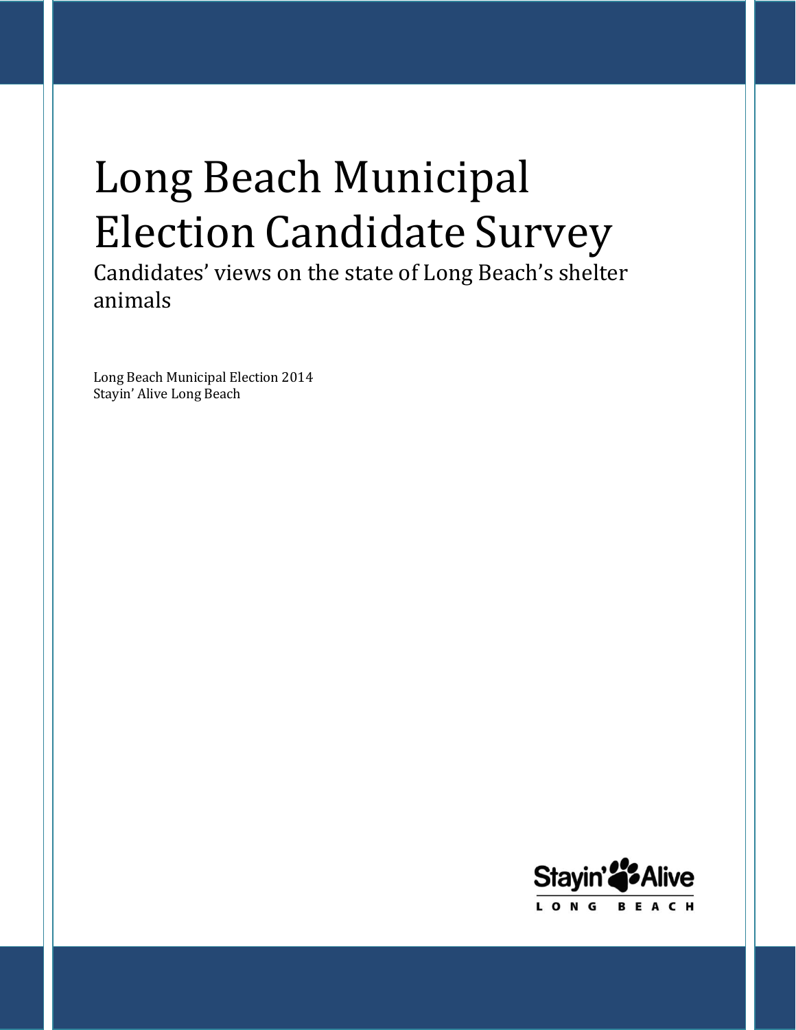# Long Beach Municipal Election Candidate Survey

Candidates' views on the state of Long Beach's shelter animals

Long Beach Municipal Election 2014
Stayin' Alive Long Beach

Stayin' Alive
LONG BEACH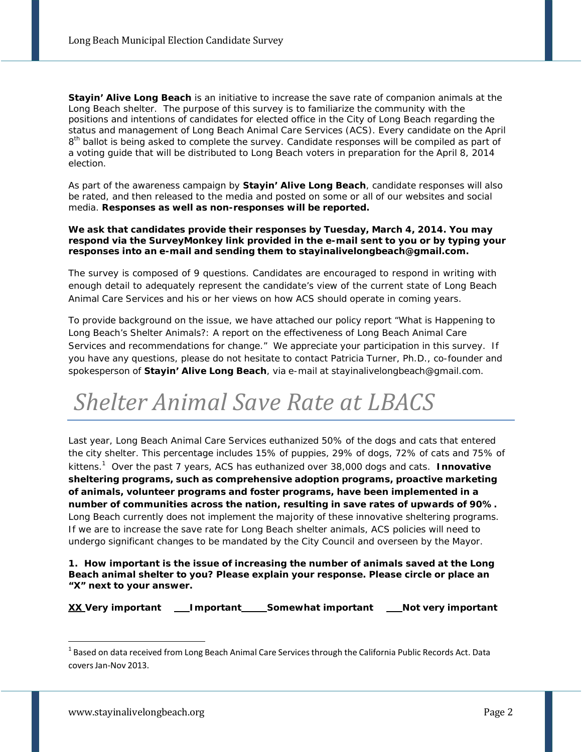**Stayin' Alive Long Beach** is an initiative to increase the save rate of companion animals at the Long Beach shelter. The purpose of this survey is to familiarize the community with the positions and intentions of candidates for elected office in the City of Long Beach regarding the status and management of Long Beach Animal Care Services (ACS). Every candidate on the April 8th ballot is being asked to complete the survey. Candidate responses will be compiled as part of a voting guide that will be distributed to Long Beach voters in preparation for the April 8, 2014 election.

As part of the awareness campaign by **Stayin' Alive Long Beach**, candidate responses will also be rated, and then released to the media and posted on some or all of our websites and social media. **Responses as well as non-responses will be reported.**

**We ask that candidates provide their responses by Tuesday, March 4, 2014. You may respond via the SurveyMonkey link provided in the e-mail sent to you or by typing your responses into an e-mail and sending them to stayinalivelongbeach@gmail.com.**

The survey is composed of 9 questions. Candidates are encouraged to respond in writing with enough detail to adequately represent the candidate's view of the current state of Long Beach Animal Care Services and his or her views on how ACS should operate in coming years.

To provide background on the issue, we have attached our policy report "What is Happening to Long Beach's Shelter Animals?: A report on the effectiveness of Long Beach Animal Care Services and recommendations for change." We appreciate your participation in this survey. If you have any questions, please do not hesitate to contact Patricia Turner, Ph.D., co-founder and spokesperson of **Stayin' Alive Long Beach**, via e-mail at stayinalivelongbeach@gmail.com.

# *Shelter Animal Save Rate at LBACS*

Last year, Long Beach Animal Care Services euthanized 50% of the dogs and cats that entered the city shelter. This percentage includes 15% of puppies, 29% of dogs, 72% of cats and 75% of kittens.[1] Over the past 7 years, ACS has euthanized over 38,000 dogs and cats. **Innovative sheltering programs, such as comprehensive adoption programs, proactive marketing of animals, volunteer programs and foster programs, have been implemented in a number of communities across the nation, resulting in save rates of upwards of 90%.** Long Beach currently does not implement the majority of these innovative sheltering programs. If we are to increase the save rate for Long Beach shelter animals, ACS policies will need to undergo significant changes to be mandated by the City Council and overseen by the Mayor.

**1. How important is the issue of increasing the number of animals saved at the Long Beach animal shelter to you? Please explain your response. Please circle or place an "X" next to your answer.**

**XX Very important ___Important_____Somewhat important ___Not very important**

---

[1] Based on data received from Long Beach Animal Care Services through the California Public Records Act. Data covers Jan-Nov 2013.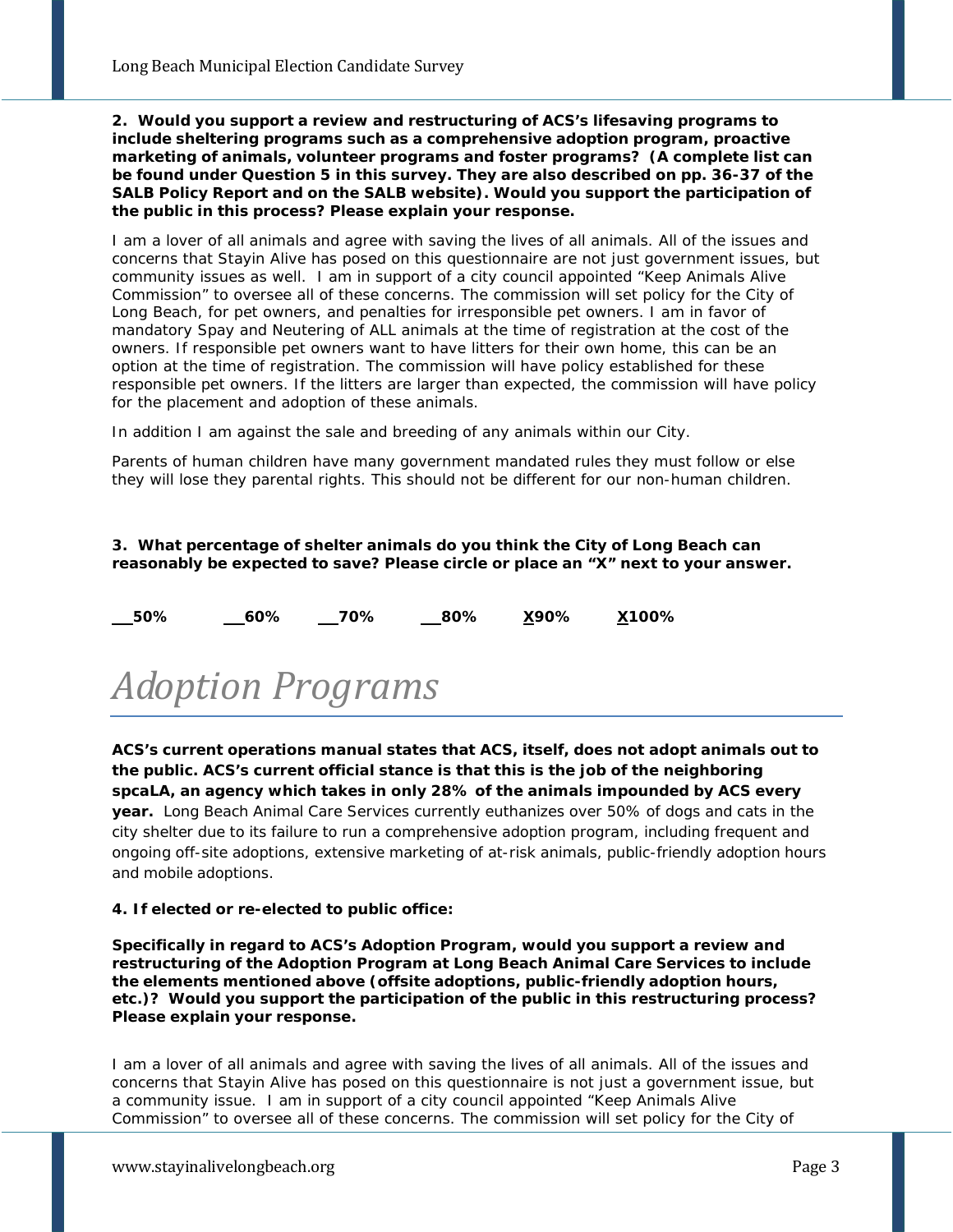**2. Would you support a review and restructuring of ACS's lifesaving programs to include sheltering programs such as a comprehensive adoption program, proactive marketing of animals, volunteer programs and foster programs? (A complete list can be found under Question 5 in this survey. They are also described on pp. 36-37 of the SALB Policy Report and on the SALB website). Would you support the participation of the public in this process? Please explain your response.**

I am a lover of all animals and agree with saving the lives of all animals. All of the issues and concerns that Stayin Alive has posed on this questionnaire are not just government issues, but community issues as well. I am in support of a city council appointed "Keep Animals Alive Commission" to oversee all of these concerns. The commission will set policy for the City of Long Beach, for pet owners, and penalties for irresponsible pet owners. I am in favor of mandatory Spay and Neutering of ALL animals at the time of registration at the cost of the owners. If responsible pet owners want to have litters for their own home, this can be an option at the time of registration. The commission will have policy established for these responsible pet owners. If the litters are larger than expected, the commission will have policy for the placement and adoption of these animals.

In addition I am against the sale and breeding of any animals within our City.

Parents of human children have many government mandated rules they must follow or else they will lose they parental rights. This should not be different for our non-human children.

**3. What percentage of shelter animals do you think the City of Long Beach can reasonably be expected to save? Please circle or place an "X" next to your answer.**

**\_\_50%  \_\_60%  \_\_70%  \_\_80%  X90%  X100%**

# Adoption Programs

**ACS's current operations manual states that ACS, itself, does not adopt animals out to the public. ACS's current official stance is that this is the job of the neighboring spcaLA, an agency which takes in only 28% of the animals impounded by ACS every year.** Long Beach Animal Care Services currently euthanizes over 50% of dogs and cats in the city shelter due to its failure to run a comprehensive adoption program, including frequent and ongoing off-site adoptions, extensive marketing of at-risk animals, public-friendly adoption hours and mobile adoptions.

**4. If elected or re-elected to public office:**

**Specifically in regard to ACS's Adoption Program, would you support a review and restructuring of the Adoption Program at Long Beach Animal Care Services to include the elements mentioned above (offsite adoptions, public-friendly adoption hours, etc.)? Would you support the participation of the public in this restructuring process? Please explain your response.**

I am a lover of all animals and agree with saving the lives of all animals. All of the issues and concerns that Stayin Alive has posed on this questionnaire is not just a government issue, but a community issue. I am in support of a city council appointed "Keep Animals Alive Commission" to oversee all of these concerns. The commission will set policy for the City of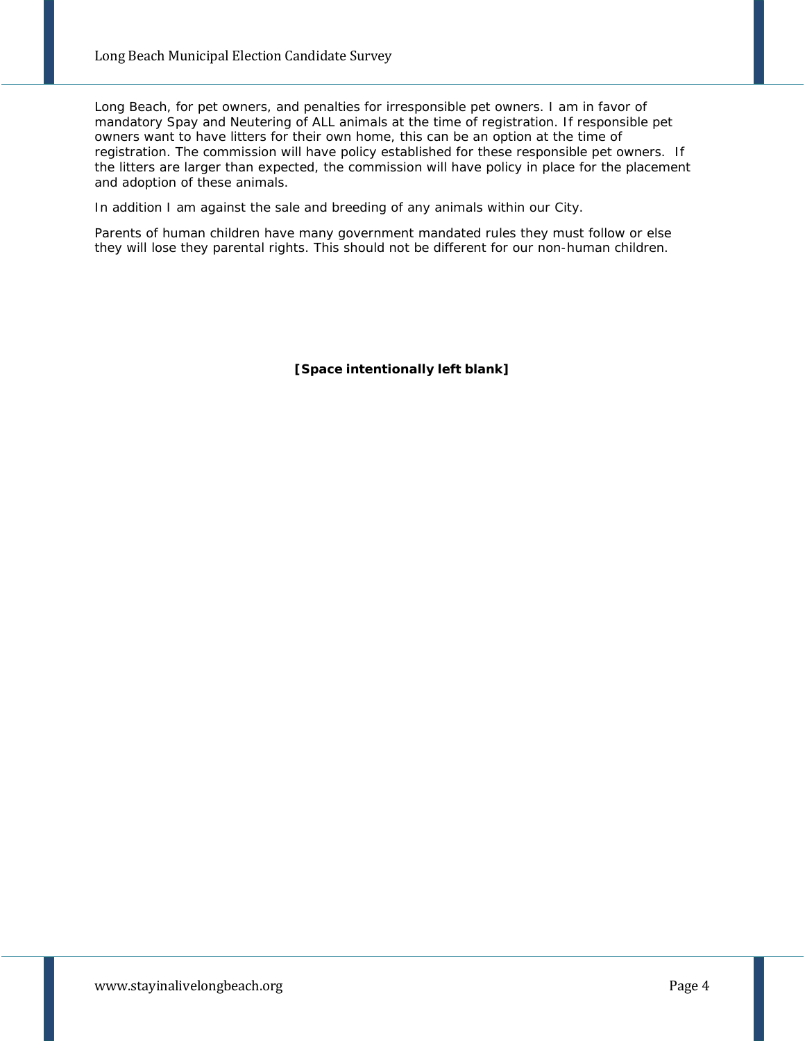Long Beach, for pet owners, and penalties for irresponsible pet owners. I am in favor of mandatory Spay and Neutering of ALL animals at the time of registration. If responsible pet owners want to have litters for their own home, this can be an option at the time of registration. The commission will have policy established for these responsible pet owners. If the litters are larger than expected, the commission will have policy in place for the placement and adoption of these animals.

In addition I am against the sale and breeding of any animals within our City.

Parents of human children have many government mandated rules they must follow or else they will lose they parental rights. This should not be different for our non-human children.

**[Space intentionally left blank]**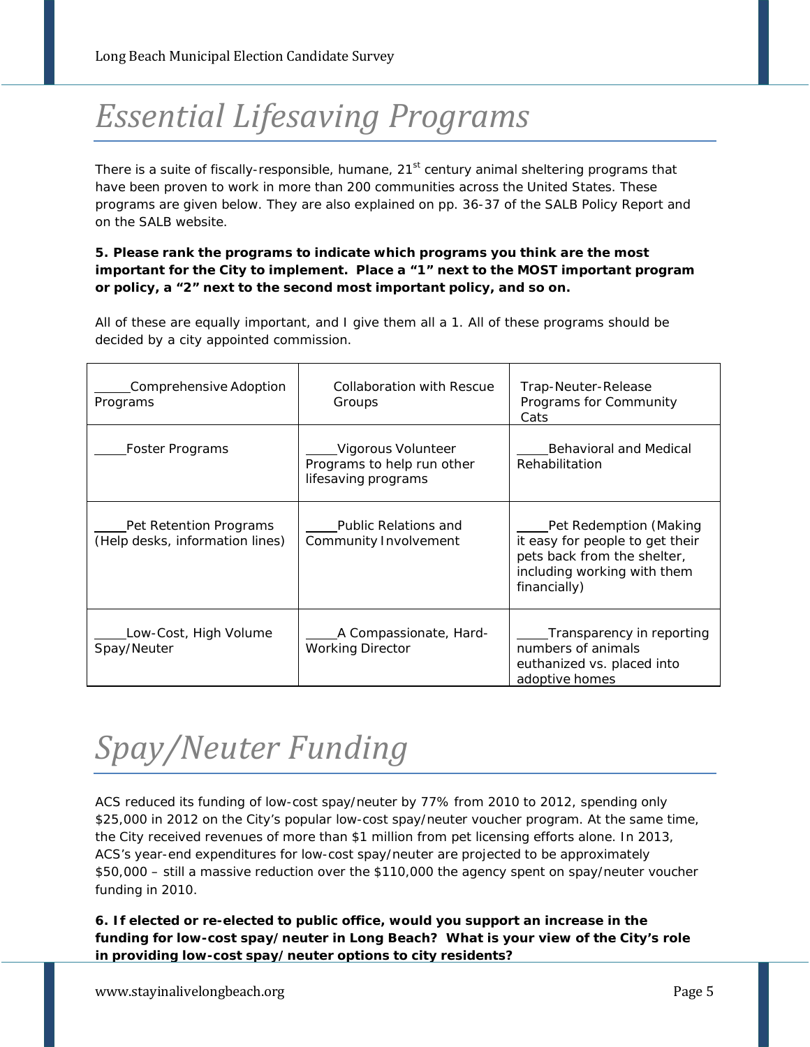# Essential Lifesaving Programs

There is a suite of fiscally-responsible, humane, 21st century animal sheltering programs that have been proven to work in more than 200 communities across the United States. These programs are given below. They are also explained on pp. 36-37 of the SALB Policy Report and on the SALB website.

**5. Please rank the programs to indicate which programs you think are the most important for the City to implement. Place a "1" next to the MOST important program or policy, a "2" next to the second most important policy, and so on.**

All of these are equally important, and I give them all a 1. All of these programs should be decided by a city appointed commission.

| | | |
|---|---|---|
| _____Comprehensive Adoption Programs | Collaboration with Rescue Groups | Trap-Neuter-Release Programs for Community Cats |
| _____Foster Programs | _____Vigorous Volunteer Programs to help run other lifesaving programs | _____Behavioral and Medical Rehabilitation |
| _____Pet Retention Programs (Help desks, information lines) | _____Public Relations and Community Involvement | _____Pet Redemption (Making it easy for people to get their pets back from the shelter, including working with them financially) |
| _____Low-Cost, High Volume Spay/Neuter | _____A Compassionate, Hard-Working Director | _____Transparency in reporting numbers of animals euthanized vs. placed into adoptive homes |

# Spay/Neuter Funding

ACS reduced its funding of low-cost spay/neuter by 77% from 2010 to 2012, spending only $25,000 in 2012 on the City's popular low-cost spay/neuter voucher program. At the same time, the City received revenues of more than $1 million from pet licensing efforts alone. In 2013, ACS's year-end expenditures for low-cost spay/neuter are projected to be approximately $50,000 – still a massive reduction over the $110,000 the agency spent on spay/neuter voucher funding in 2010.

**6. If elected or re-elected to public office, would you support an increase in the funding for low-cost spay/neuter in Long Beach? What is your view of the City's role in providing low-cost spay/neuter options to city residents?**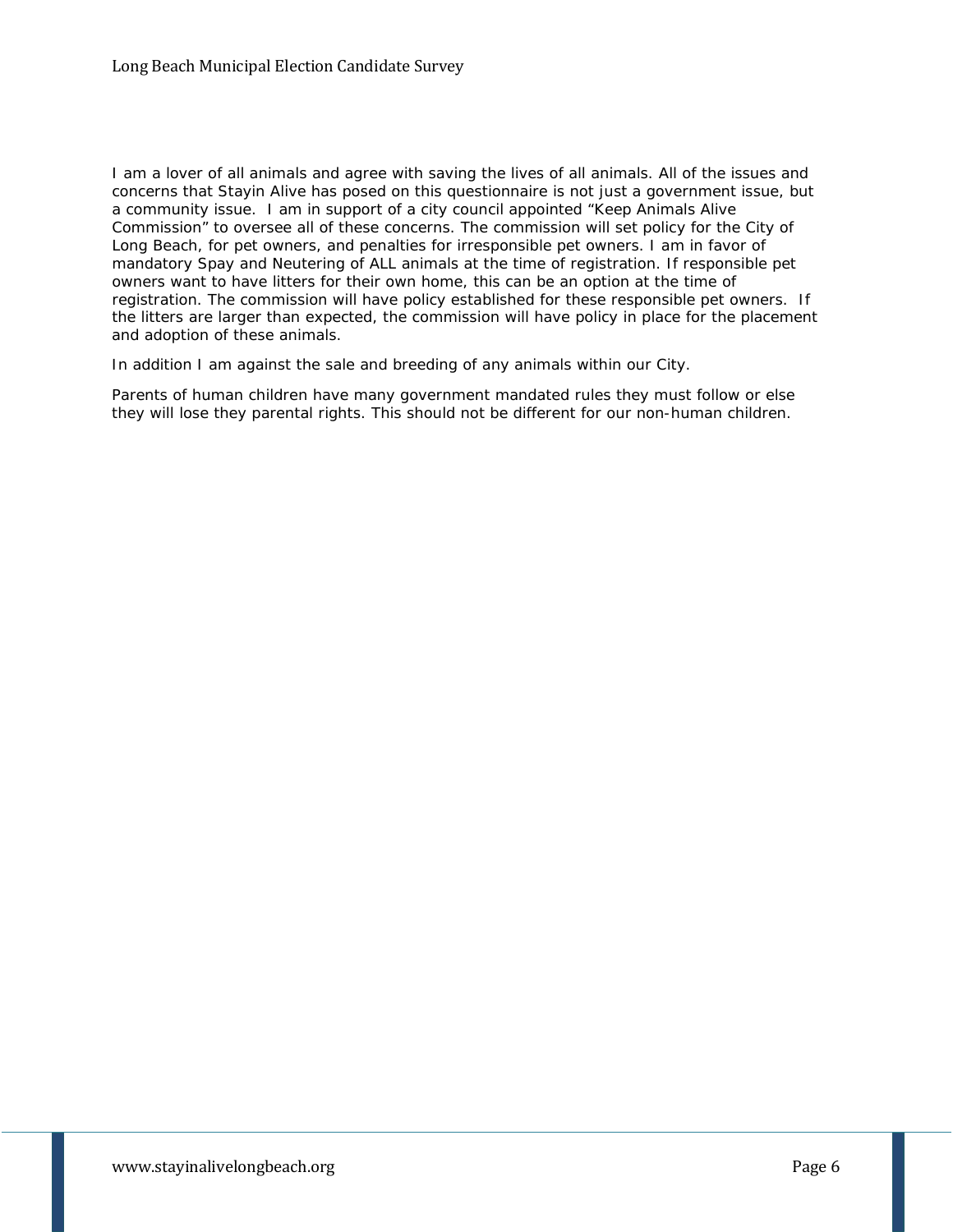I am a lover of all animals and agree with saving the lives of all animals. All of the issues and concerns that Stayin Alive has posed on this questionnaire is not just a government issue, but a community issue. I am in support of a city council appointed "Keep Animals Alive Commission" to oversee all of these concerns. The commission will set policy for the City of Long Beach, for pet owners, and penalties for irresponsible pet owners. I am in favor of mandatory Spay and Neutering of ALL animals at the time of registration. If responsible pet owners want to have litters for their own home, this can be an option at the time of registration. The commission will have policy established for these responsible pet owners. If the litters are larger than expected, the commission will have policy in place for the placement and adoption of these animals.

In addition I am against the sale and breeding of any animals within our City.

Parents of human children have many government mandated rules they must follow or else they will lose they parental rights. This should not be different for our non-human children.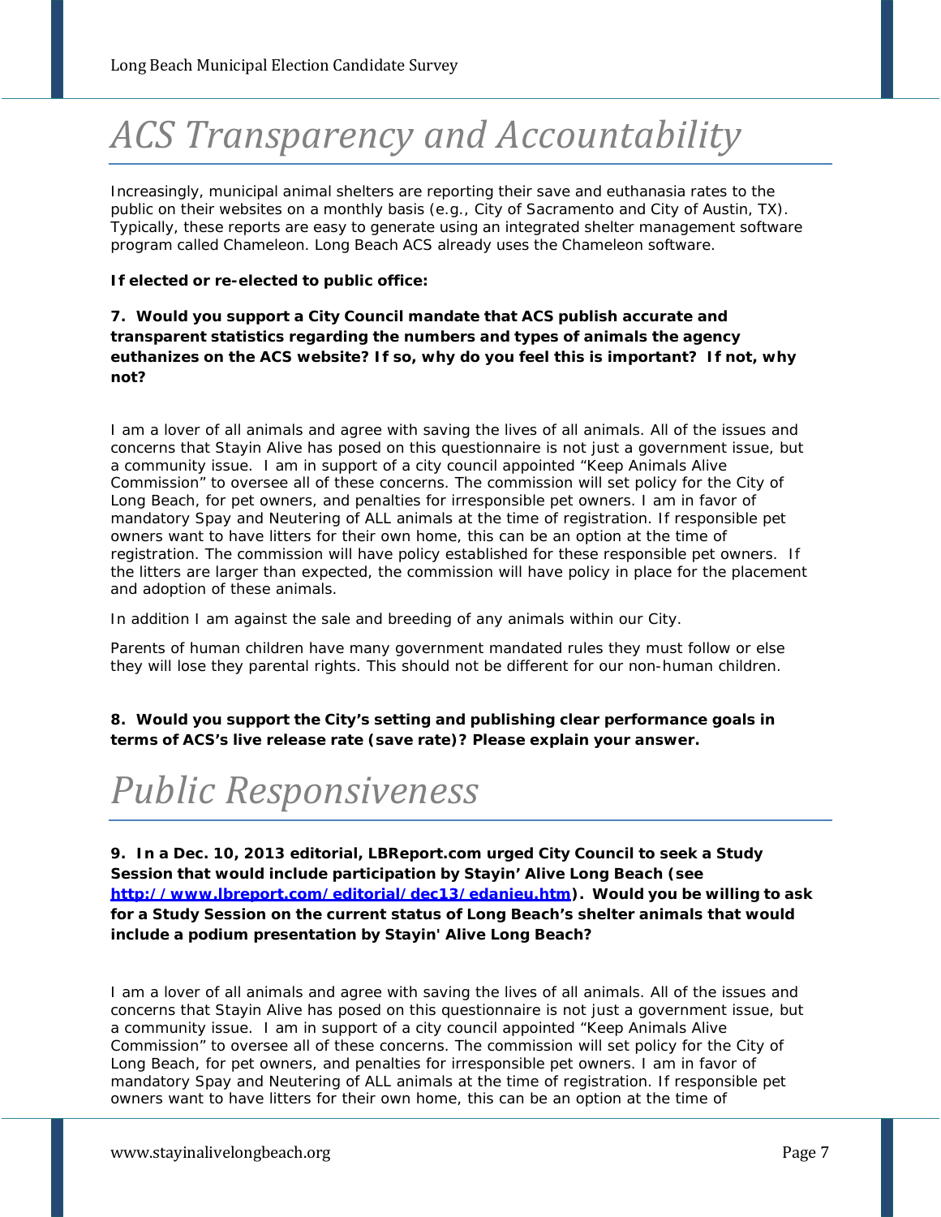// ACS Transparency and Accountability

Increasingly, municipal animal shelters are reporting their save and euthanasia rates to the public on their websites on a monthly basis (e.g., City of Sacramento and City of Austin, TX). Typically, these reports are easy to generate using an integrated shelter management software program called Chameleon. Long Beach ACS already uses the Chameleon software.

**If elected or re-elected to public office:**

**7. Would you support a City Council mandate that ACS publish accurate and transparent statistics regarding the numbers and types of animals the agency euthanizes on the ACS website? If so, why do you feel this is important? If not, why not?**

I am a lover of all animals and agree with saving the lives of all animals. All of the issues and concerns that Stayin Alive has posed on this questionnaire is not just a government issue, but a community issue. I am in support of a city council appointed "Keep Animals Alive Commission" to oversee all of these concerns. The commission will set policy for the City of Long Beach, for pet owners, and penalties for irresponsible pet owners. I am in favor of mandatory Spay and Neutering of ALL animals at the time of registration. If responsible pet owners want to have litters for their own home, this can be an option at the time of registration. The commission will have policy established for these responsible pet owners. If the litters are larger than expected, the commission will have policy in place for the placement and adoption of these animals.

In addition I am against the sale and breeding of any animals within our City.

Parents of human children have many government mandated rules they must follow or else they will lose they parental rights. This should not be different for our non-human children.

**8. Would you support the City's setting and publishing clear performance goals in terms of ACS's live release rate (save rate)? Please explain your answer.**

# Public Responsiveness

**9. In a Dec. 10, 2013 editorial, LBReport.com urged City Council to seek a Study Session that would include participation by Stayin' Alive Long Beach (see [http://www.lbreport.com/editorial/dec13/edanieu.htm](http://www.lbreport.com/editorial/dec13/edanieu.htm)). Would you be willing to ask for a Study Session on the current status of Long Beach's shelter animals that would include a podium presentation by Stayin' Alive Long Beach?**

I am a lover of all animals and agree with saving the lives of all animals. All of the issues and concerns that Stayin Alive has posed on this questionnaire is not just a government issue, but a community issue. I am in support of a city council appointed "Keep Animals Alive Commission" to oversee all of these concerns. The commission will set policy for the City of Long Beach, for pet owners, and penalties for irresponsible pet owners. I am in favor of mandatory Spay and Neutering of ALL animals at the time of registration. If responsible pet owners want to have litters for their own home, this can be an option at the time of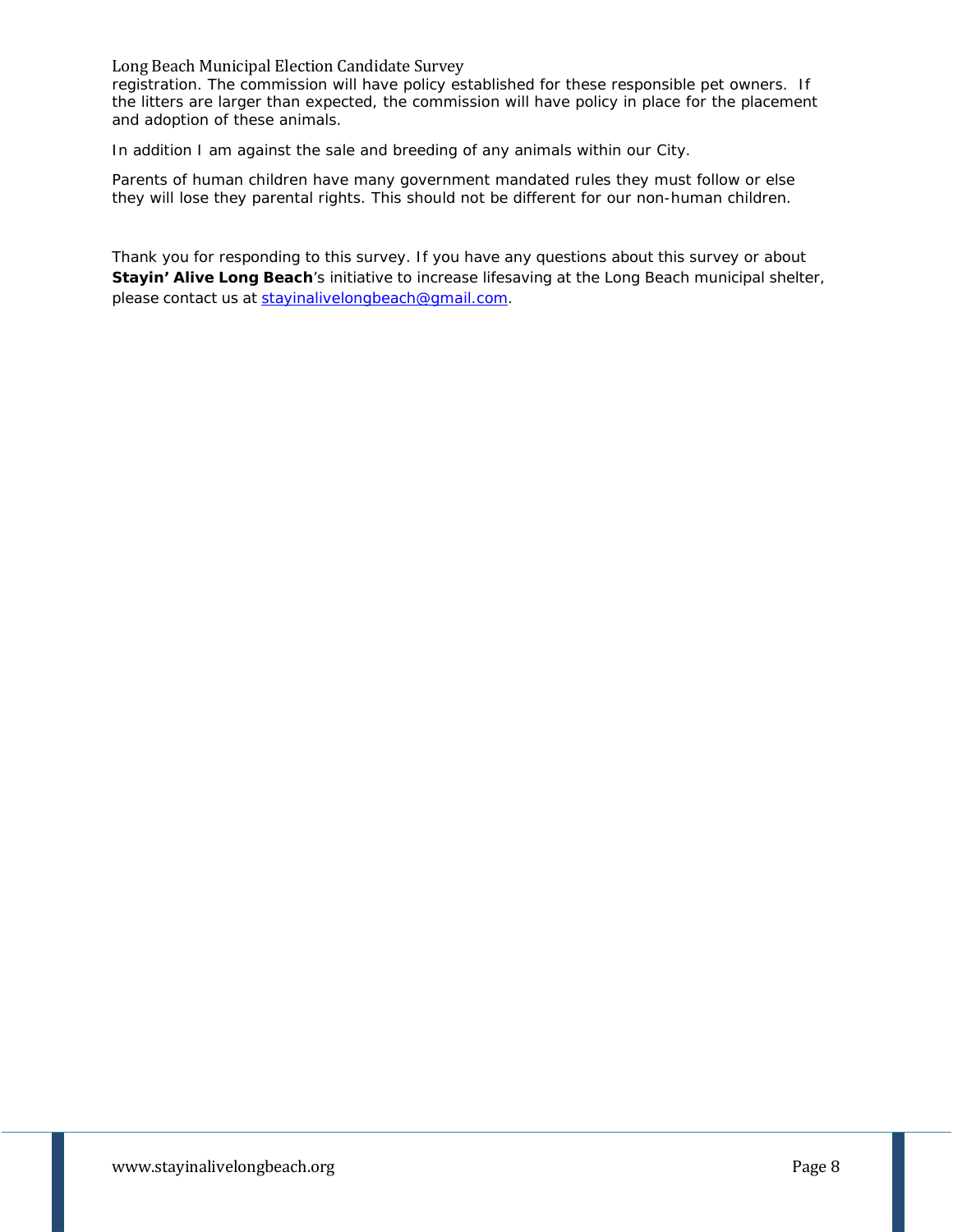registration. The commission will have policy established for these responsible pet owners. If the litters are larger than expected, the commission will have policy in place for the placement and adoption of these animals.

In addition I am against the sale and breeding of any animals within our City.

Parents of human children have many government mandated rules they must follow or else they will lose they parental rights. This should not be different for our non-human children.

Thank you for responding to this survey. If you have any questions about this survey or about **Stayin' Alive Long Beach**'s initiative to increase lifesaving at the Long Beach municipal shelter, please contact us at [stayinalivelongbeach@gmail.com](mailto:stayinalivelongbeach@gmail.com).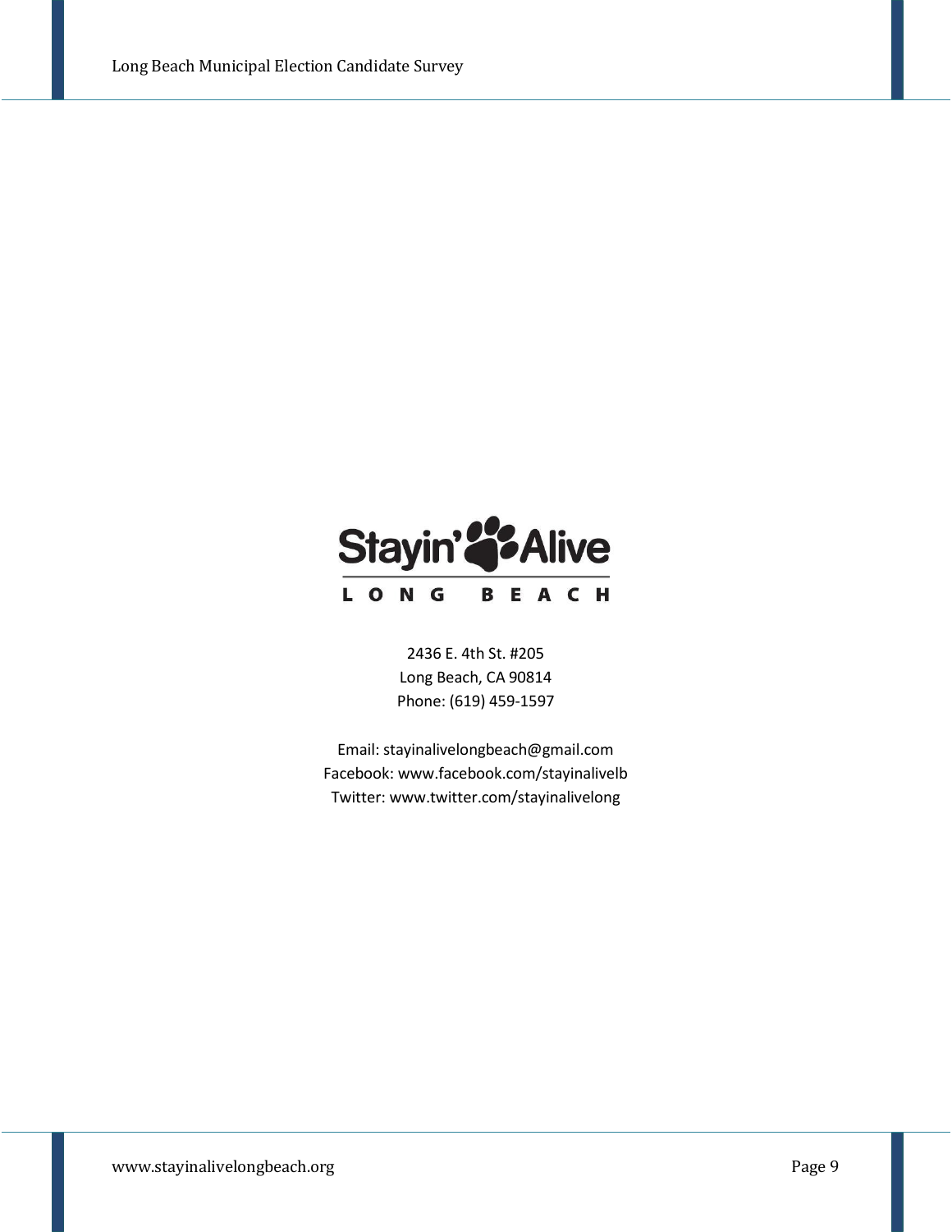Stayin' Alive

LONG BEACH

2436 E. 4th St. #205
Long Beach, CA 90814
Phone: (619) 459-1597

Email: stayinalivelongbeach@gmail.com
Facebook: www.facebook.com/stayinalivelb
Twitter: www.twitter.com/stayinalivelong